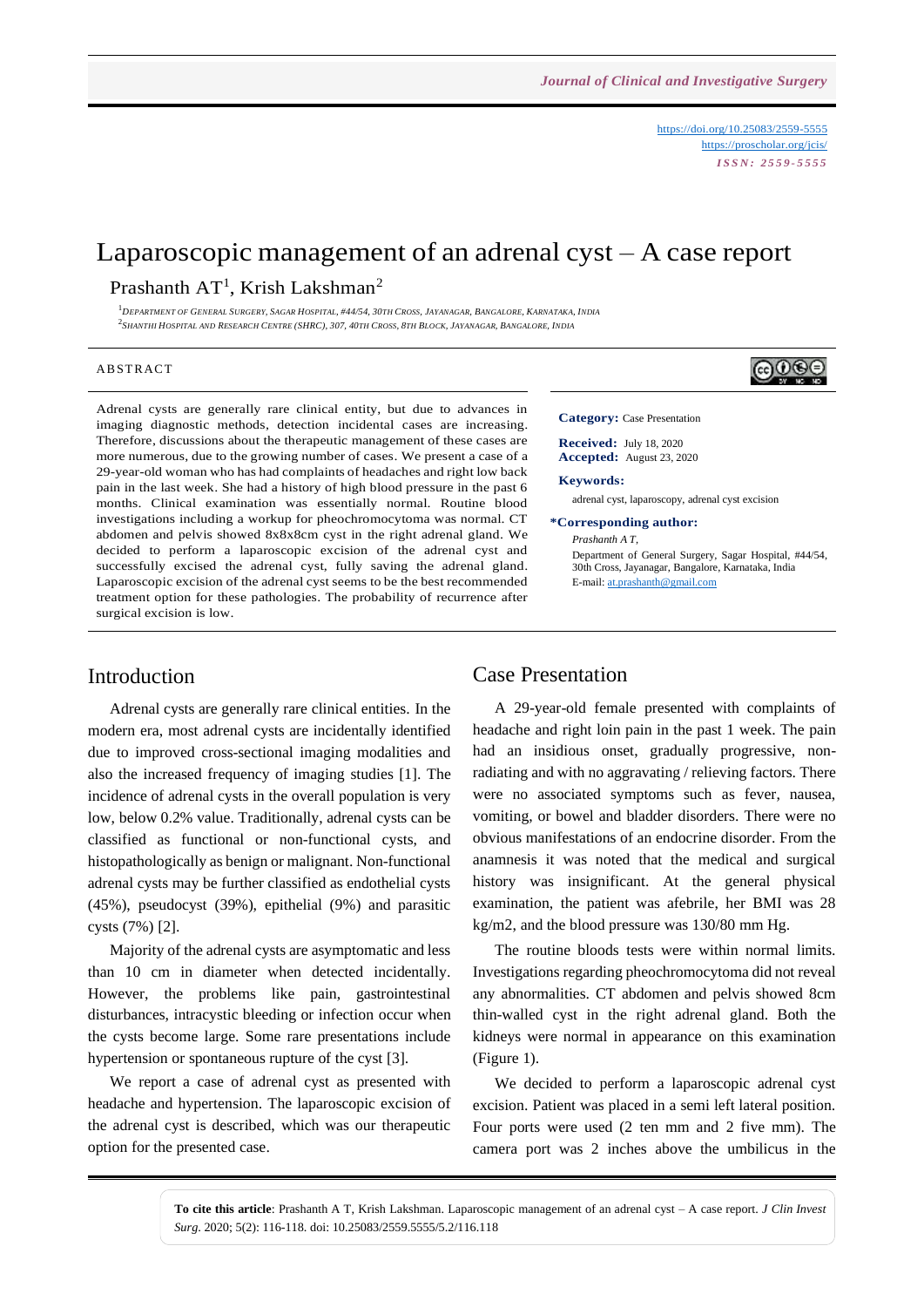# Laparoscopic management of an adrenal cyst – A case report

Prashanth AT[1], Krish Lakshman[2]

[1]Department of General Surgery, Sagar Hospital, #44/54, 30th Cross, Jayanagar, Bangalore, Karnataka, India
[2]Shanthi Hospital and Research Centre (SHRC), 307, 40th Cross, 8th Block, Jayanagar, Bangalore, India

## ABSTRACT

Adrenal cysts are generally rare clinical entity, but due to advances in imaging diagnostic methods, detection incidental cases are increasing. Therefore, discussions about the therapeutic management of these cases are more numerous, due to the growing number of cases. We present a case of a 29-year-old woman who has had complaints of headaches and right low back pain in the last week. She had a history of high blood pressure in the past 6 months. Clinical examination was essentially normal. Routine blood investigations including a workup for pheochromocytoma was normal. CT abdomen and pelvis showed 8x8x8cm cyst in the right adrenal gland. We decided to perform a laparoscopic excision of the adrenal cyst and successfully excised the adrenal cyst, fully saving the adrenal gland. Laparoscopic excision of the adrenal cyst seems to be the best recommended treatment option for these pathologies. The probability of recurrence after surgical excision is low.

**Category:** Case Presentation

**Received:** July 18, 2020
**Accepted:** August 23, 2020

**Keywords:**
adrenal cyst, laparoscopy, adrenal cyst excision

**\*Corresponding author:**
*Prashanth A T,*
Department of General Surgery, Sagar Hospital, #44/54, 30th Cross, Jayanagar, Bangalore, Karnataka, India
E-mail: at.prashanth@gmail.com

## Introduction

Adrenal cysts are generally rare clinical entities. In the modern era, most adrenal cysts are incidentally identified due to improved cross-sectional imaging modalities and also the increased frequency of imaging studies [1]. The incidence of adrenal cysts in the overall population is very low, below 0.2% value. Traditionally, adrenal cysts can be classified as functional or non-functional cysts, and histopathologically as benign or malignant. Non-functional adrenal cysts may be further classified as endothelial cysts (45%), pseudocyst (39%), epithelial (9%) and parasitic cysts (7%) [2].

Majority of the adrenal cysts are asymptomatic and less than 10 cm in diameter when detected incidentally. However, the problems like pain, gastrointestinal disturbances, intracystic bleeding or infection occur when the cysts become large. Some rare presentations include hypertension or spontaneous rupture of the cyst [3].

We report a case of adrenal cyst as presented with headache and hypertension. The laparoscopic excision of the adrenal cyst is described, which was our therapeutic option for the presented case.

## Case Presentation

A 29-year-old female presented with complaints of headache and right loin pain in the past 1 week. The pain had an insidious onset, gradually progressive, non-radiating and with no aggravating / relieving factors. There were no associated symptoms such as fever, nausea, vomiting, or bowel and bladder disorders. There were no obvious manifestations of an endocrine disorder. From the anamnesis it was noted that the medical and surgical history was insignificant. At the general physical examination, the patient was afebrile, her BMI was 28 kg/m2, and the blood pressure was 130/80 mm Hg.

The routine bloods tests were within normal limits. Investigations regarding pheochromocytoma did not reveal any abnormalities. CT abdomen and pelvis showed 8cm thin-walled cyst in the right adrenal gland. Both the kidneys were normal in appearance on this examination (Figure 1).

We decided to perform a laparoscopic adrenal cyst excision. Patient was placed in a semi left lateral position. Four ports were used (2 ten mm and 2 five mm). The camera port was 2 inches above the umbilicus in the

**To cite this article**: Prashanth A T, Krish Lakshman. Laparoscopic management of an adrenal cyst – A case report. *J Clin Invest Surg*. 2020; 5(2): 116-118. doi: 10.25083/2559.5555/5.2/116.118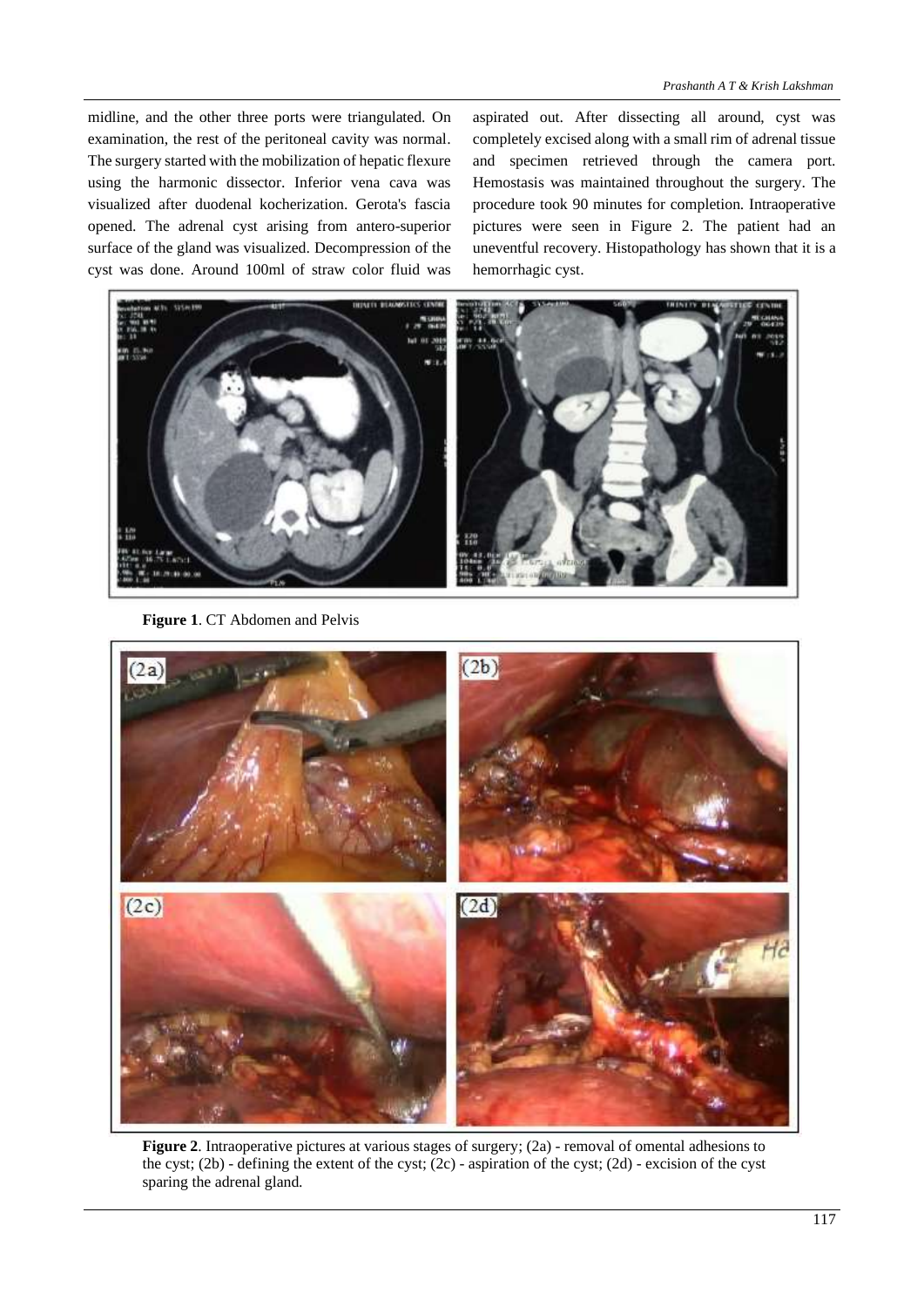midline, and the other three ports were triangulated. On examination, the rest of the peritoneal cavity was normal. The surgery started with the mobilization of hepatic flexure using the harmonic dissector. Inferior vena cava was visualized after duodenal kocherization. Gerota's fascia opened. The adrenal cyst arising from antero-superior surface of the gland was visualized. Decompression of the cyst was done. Around 100ml of straw color fluid was aspirated out. After dissecting all around, cyst was completely excised along with a small rim of adrenal tissue and specimen retrieved through the camera port. Hemostasis was maintained throughout the surgery. The procedure took 90 minutes for completion. Intraoperative pictures were seen in Figure 2. The patient had an uneventful recovery. Histopathology has shown that it is a hemorrhagic cyst.

**Figure 1**. CT Abdomen and Pelvis

**Figure 2**. Intraoperative pictures at various stages of surgery; (2a) - removal of omental adhesions to the cyst; (2b) - defining the extent of the cyst; (2c) - aspiration of the cyst; (2d) - excision of the cyst sparing the adrenal gland.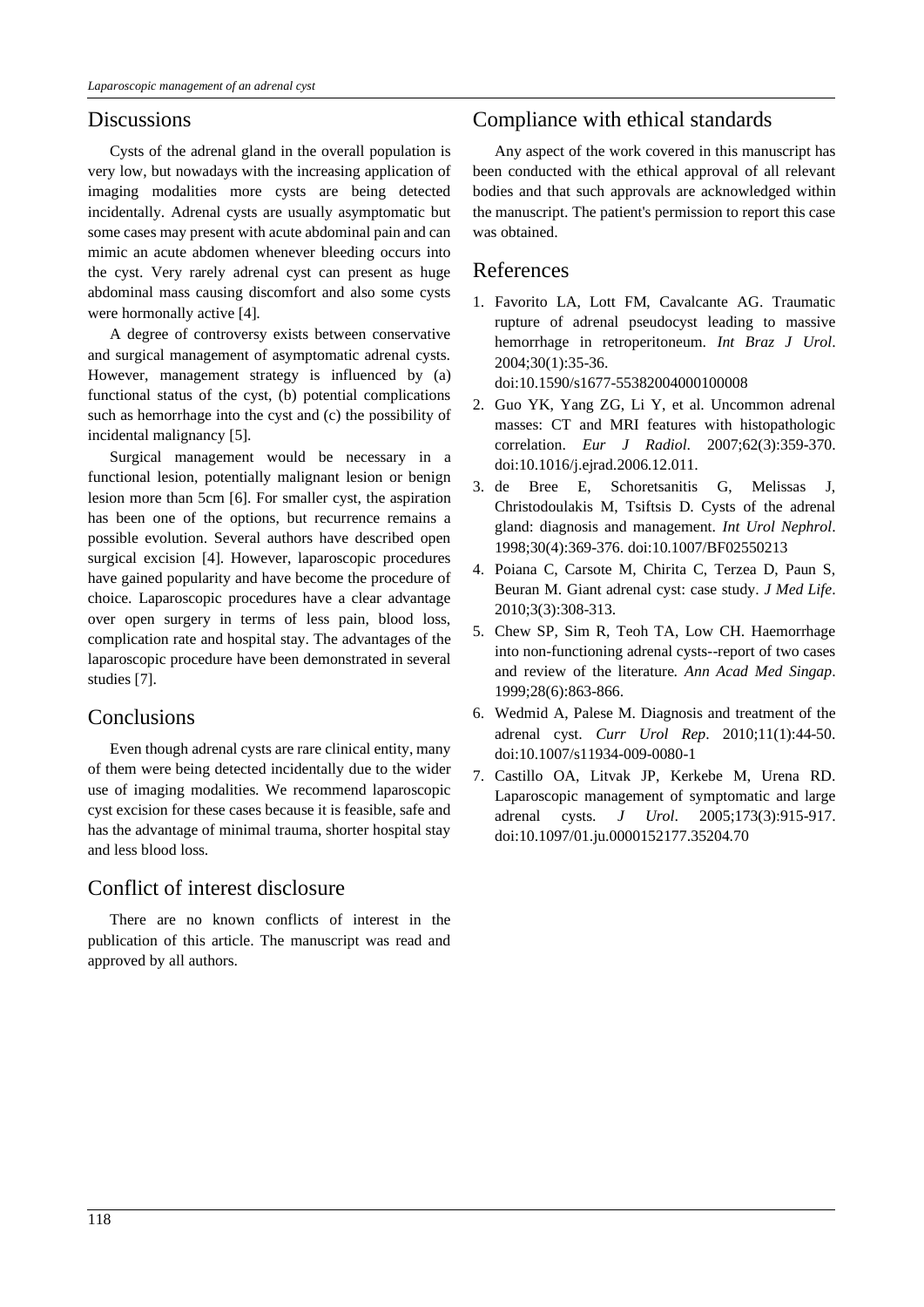## Discussions

Cysts of the adrenal gland in the overall population is very low, but nowadays with the increasing application of imaging modalities more cysts are being detected incidentally. Adrenal cysts are usually asymptomatic but some cases may present with acute abdominal pain and can mimic an acute abdomen whenever bleeding occurs into the cyst. Very rarely adrenal cyst can present as huge abdominal mass causing discomfort and also some cysts were hormonally active [4].

A degree of controversy exists between conservative and surgical management of asymptomatic adrenal cysts. However, management strategy is influenced by (a) functional status of the cyst, (b) potential complications such as hemorrhage into the cyst and (c) the possibility of incidental malignancy [5].

Surgical management would be necessary in a functional lesion, potentially malignant lesion or benign lesion more than 5cm [6]. For smaller cyst, the aspiration has been one of the options, but recurrence remains a possible evolution. Several authors have described open surgical excision [4]. However, laparoscopic procedures have gained popularity and have become the procedure of choice. Laparoscopic procedures have a clear advantage over open surgery in terms of less pain, blood loss, complication rate and hospital stay. The advantages of the laparoscopic procedure have been demonstrated in several studies [7].

## Conclusions

Even though adrenal cysts are rare clinical entity, many of them were being detected incidentally due to the wider use of imaging modalities. We recommend laparoscopic cyst excision for these cases because it is feasible, safe and has the advantage of minimal trauma, shorter hospital stay and less blood loss.

## Conflict of interest disclosure

There are no known conflicts of interest in the publication of this article. The manuscript was read and approved by all authors.

## Compliance with ethical standards

Any aspect of the work covered in this manuscript has been conducted with the ethical approval of all relevant bodies and that such approvals are acknowledged within the manuscript. The patient's permission to report this case was obtained.

## References

1. Favorito LA, Lott FM, Cavalcante AG. Traumatic rupture of adrenal pseudocyst leading to massive hemorrhage in retroperitoneum. *Int Braz J Urol*. 2004;30(1):35-36. doi:10.1590/s1677-55382004000100008
2. Guo YK, Yang ZG, Li Y, et al. Uncommon adrenal masses: CT and MRI features with histopathologic correlation. *Eur J Radiol*. 2007;62(3):359-370. doi:10.1016/j.ejrad.2006.12.011.
3. de Bree E, Schoretsanitis G, Melissas J, Christodoulakis M, Tsiftsis D. Cysts of the adrenal gland: diagnosis and management. *Int Urol Nephrol*. 1998;30(4):369-376. doi:10.1007/BF02550213
4. Poiana C, Carsote M, Chirita C, Terzea D, Paun S, Beuran M. Giant adrenal cyst: case study. *J Med Life*. 2010;3(3):308-313.
5. Chew SP, Sim R, Teoh TA, Low CH. Haemorrhage into non-functioning adrenal cysts--report of two cases and review of the literature. *Ann Acad Med Singap*. 1999;28(6):863-866.
6. Wedmid A, Palese M. Diagnosis and treatment of the adrenal cyst. *Curr Urol Rep*. 2010;11(1):44-50. doi:10.1007/s11934-009-0080-1
7. Castillo OA, Litvak JP, Kerkebe M, Urena RD. Laparoscopic management of symptomatic and large adrenal cysts. *J Urol*. 2005;173(3):915-917. doi:10.1097/01.ju.0000152177.35204.70